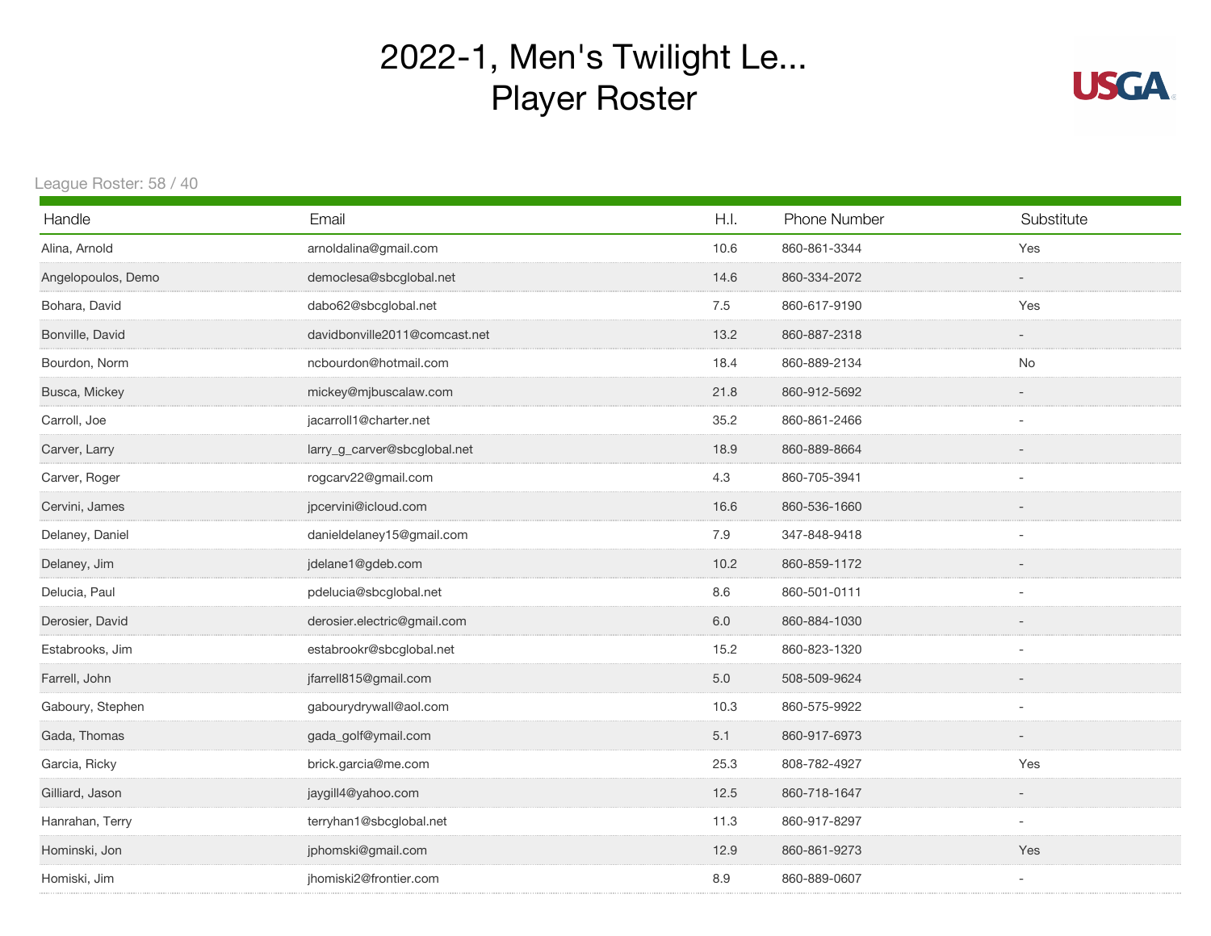# 2022-1, Men's Twilight Le...
# Player Roster

USGA

League Roster: 58 / 40

| Handle | Email | H.I. | Phone Number | Substitute |
|---|---|---|---|---|
| Alina, Arnold | arnoldalina@gmail.com | 10.6 | 860-861-3344 | Yes |
| Angelopoulos, Demo | democlesa@sbcglobal.net | 14.6 | 860-334-2072 | - |
| Bohara, David | dabo62@sbcglobal.net | 7.5 | 860-617-9190 | Yes |
| Bonville, David | davidbonville2011@comcast.net | 13.2 | 860-887-2318 | - |
| Bourdon, Norm | ncbourdon@hotmail.com | 18.4 | 860-889-2134 | No |
| Busca, Mickey | mickey@mjbuscalaw.com | 21.8 | 860-912-5692 | - |
| Carroll, Joe | jacarroll1@charter.net | 35.2 | 860-861-2466 | - |
| Carver, Larry | larry_g_carver@sbcglobal.net | 18.9 | 860-889-8664 | - |
| Carver, Roger | rogcarv22@gmail.com | 4.3 | 860-705-3941 | - |
| Cervini, James | jpcervini@icloud.com | 16.6 | 860-536-1660 | - |
| Delaney, Daniel | danieldelaney15@gmail.com | 7.9 | 347-848-9418 | - |
| Delaney, Jim | jdelane1@gdeb.com | 10.2 | 860-859-1172 | - |
| Delucia, Paul | pdelucia@sbcglobal.net | 8.6 | 860-501-0111 | - |
| Derosier, David | derosier.electric@gmail.com | 6.0 | 860-884-1030 | - |
| Estabrooks, Jim | estabrookr@sbcglobal.net | 15.2 | 860-823-1320 | - |
| Farrell, John | jfarrell815@gmail.com | 5.0 | 508-509-9624 | - |
| Gaboury, Stephen | gabourydrywall@aol.com | 10.3 | 860-575-9922 | - |
| Gada, Thomas | gada_golf@ymail.com | 5.1 | 860-917-6973 | - |
| Garcia, Ricky | brick.garcia@me.com | 25.3 | 808-782-4927 | Yes |
| Gilliard, Jason | jaygill4@yahoo.com | 12.5 | 860-718-1647 | - |
| Hanrahan, Terry | terryhan1@sbcglobal.net | 11.3 | 860-917-8297 | - |
| Hominski, Jon | jphomski@gmail.com | 12.9 | 860-861-9273 | Yes |
| Homiski, Jim | jhomiski2@frontier.com | 8.9 | 860-889-0607 | - |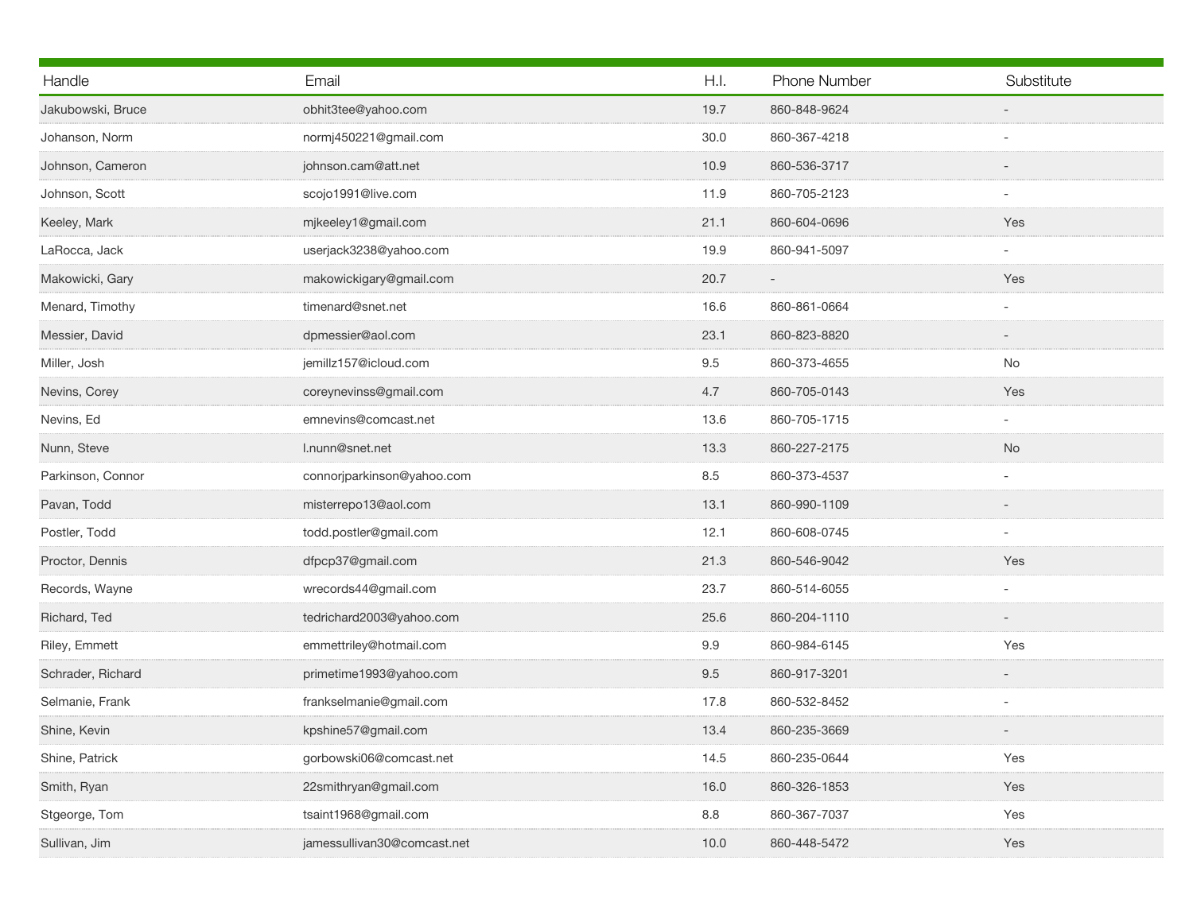| Handle | Email | H.I. | Phone Number | Substitute |
| --- | --- | --- | --- | --- |
| Jakubowski, Bruce | obhit3tee@yahoo.com | 19.7 | 860-848-9624 | - |
| Johanson, Norm | normj450221@gmail.com | 30.0 | 860-367-4218 | - |
| Johnson, Cameron | johnson.cam@att.net | 10.9 | 860-536-3717 | - |
| Johnson, Scott | scojo1991@live.com | 11.9 | 860-705-2123 | - |
| Keeley, Mark | mjkeeley1@gmail.com | 21.1 | 860-604-0696 | Yes |
| LaRocca, Jack | userjack3238@yahoo.com | 19.9 | 860-941-5097 | - |
| Makowicki, Gary | makowickigary@gmail.com | 20.7 | - | Yes |
| Menard, Timothy | timenard@snet.net | 16.6 | 860-861-0664 | - |
| Messier, David | dpmessier@aol.com | 23.1 | 860-823-8820 | - |
| Miller, Josh | jemillz157@icloud.com | 9.5 | 860-373-4655 | No |
| Nevins, Corey | coreynevinss@gmail.com | 4.7 | 860-705-0143 | Yes |
| Nevins, Ed | emnevins@comcast.net | 13.6 | 860-705-1715 | - |
| Nunn, Steve | l.nunn@snet.net | 13.3 | 860-227-2175 | No |
| Parkinson, Connor | connorjparkinson@yahoo.com | 8.5 | 860-373-4537 | - |
| Pavan, Todd | misterrepo13@aol.com | 13.1 | 860-990-1109 | - |
| Postler, Todd | todd.postler@gmail.com | 12.1 | 860-608-0745 | - |
| Proctor, Dennis | dfpcp37@gmail.com | 21.3 | 860-546-9042 | Yes |
| Records, Wayne | wrecords44@gmail.com | 23.7 | 860-514-6055 | - |
| Richard, Ted | tedrichard2003@yahoo.com | 25.6 | 860-204-1110 | - |
| Riley, Emmett | emmettriley@hotmail.com | 9.9 | 860-984-6145 | Yes |
| Schrader, Richard | primetime1993@yahoo.com | 9.5 | 860-917-3201 | - |
| Selmanie, Frank | frankselmanie@gmail.com | 17.8 | 860-532-8452 | - |
| Shine, Kevin | kpshine57@gmail.com | 13.4 | 860-235-3669 | - |
| Shine, Patrick | gorbowski06@comcast.net | 14.5 | 860-235-0644 | Yes |
| Smith, Ryan | 22smithryan@gmail.com | 16.0 | 860-326-1853 | Yes |
| Stgeorge, Tom | tsaint1968@gmail.com | 8.8 | 860-367-7037 | Yes |
| Sullivan, Jim | jamessullivan30@comcast.net | 10.0 | 860-448-5472 | Yes |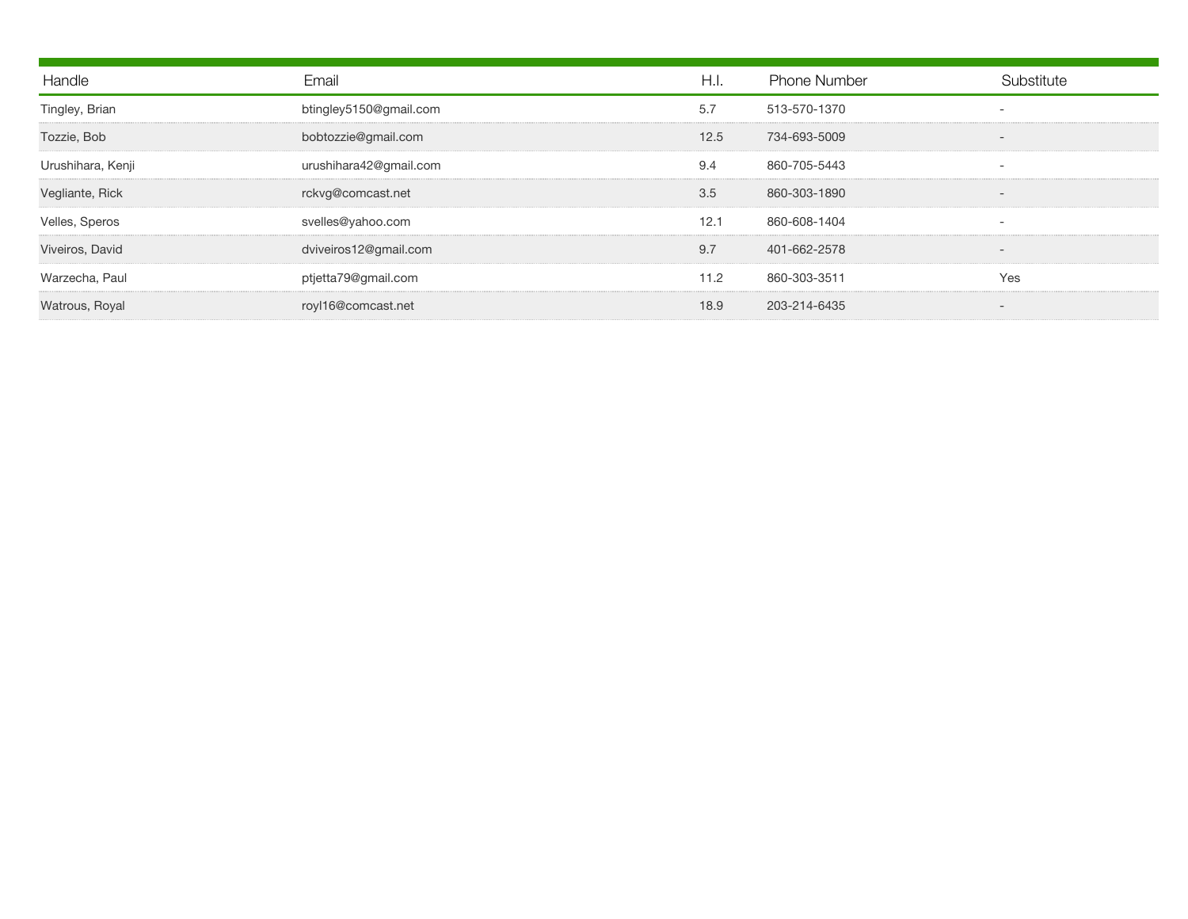| Handle | Email | H.I. | Phone Number | Substitute |
| --- | --- | --- | --- | --- |
| Tingley, Brian | btingley5150@gmail.com | 5.7 | 513-570-1370 | - |
| Tozzie, Bob | bobtozzie@gmail.com | 12.5 | 734-693-5009 | - |
| Urushihara, Kenji | urushihara42@gmail.com | 9.4 | 860-705-5443 | - |
| Vegliante, Rick | rckvg@comcast.net | 3.5 | 860-303-1890 | - |
| Velles, Speros | svelles@yahoo.com | 12.1 | 860-608-1404 | - |
| Viveiros, David | dviveiros12@gmail.com | 9.7 | 401-662-2578 | - |
| Warzecha, Paul | ptjetta79@gmail.com | 11.2 | 860-303-3511 | Yes |
| Watrous, Royal | royl16@comcast.net | 18.9 | 203-214-6435 | - |